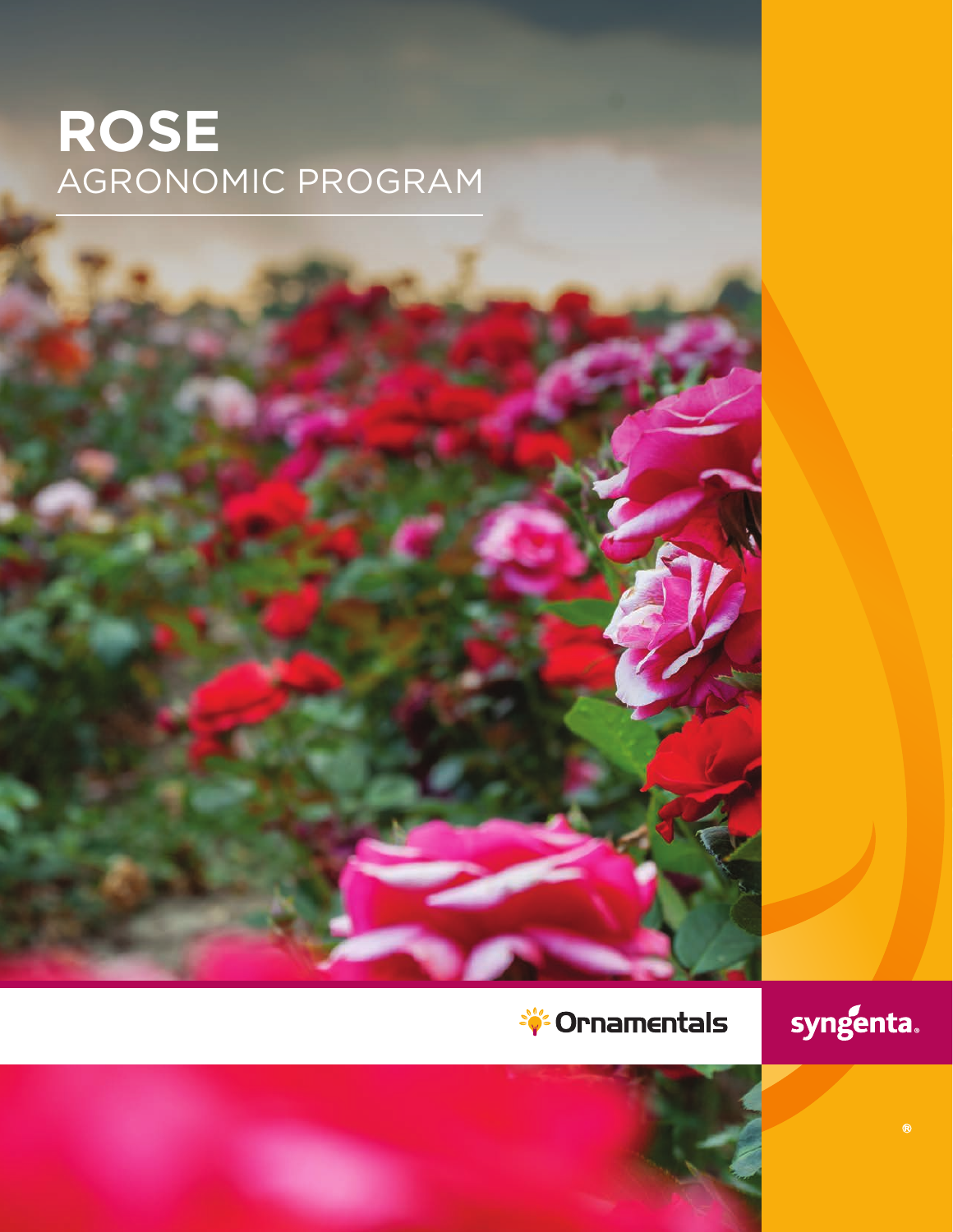# ROSE

AGRONOMIC PROGRAM

Ornamentals

syngenta®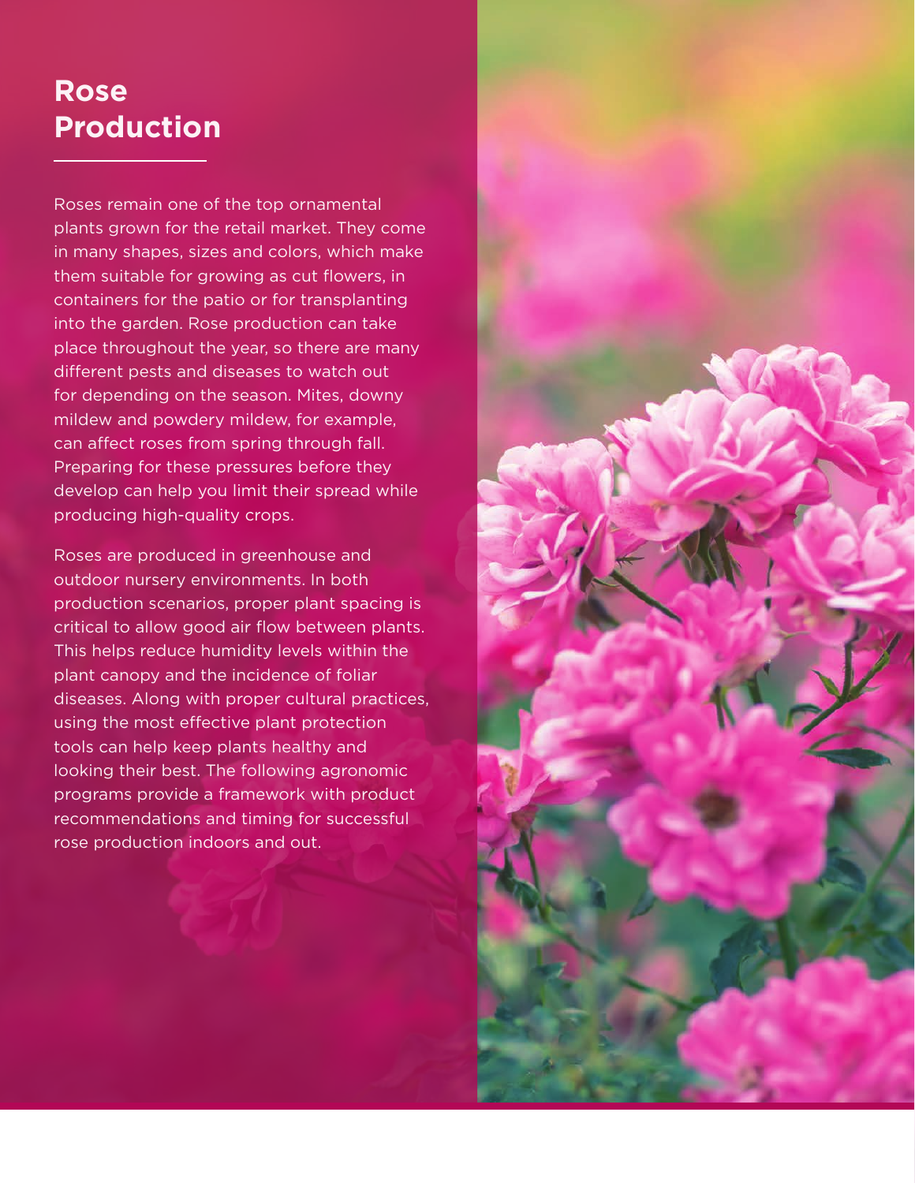# Rose Production

Roses remain one of the top ornamental plants grown for the retail market. They come in many shapes, sizes and colors, which make them suitable for growing as cut flowers, in containers for the patio or for transplanting into the garden. Rose production can take place throughout the year, so there are many different pests and diseases to watch out for depending on the season. Mites, downy mildew and powdery mildew, for example, can affect roses from spring through fall. Preparing for these pressures before they develop can help you limit their spread while producing high-quality crops.

Roses are produced in greenhouse and outdoor nursery environments. In both production scenarios, proper plant spacing is critical to allow good air flow between plants. This helps reduce humidity levels within the plant canopy and the incidence of foliar diseases. Along with proper cultural practices, using the most effective plant protection tools can help keep plants healthy and looking their best. The following agronomic programs provide a framework with product recommendations and timing for successful rose production indoors and out.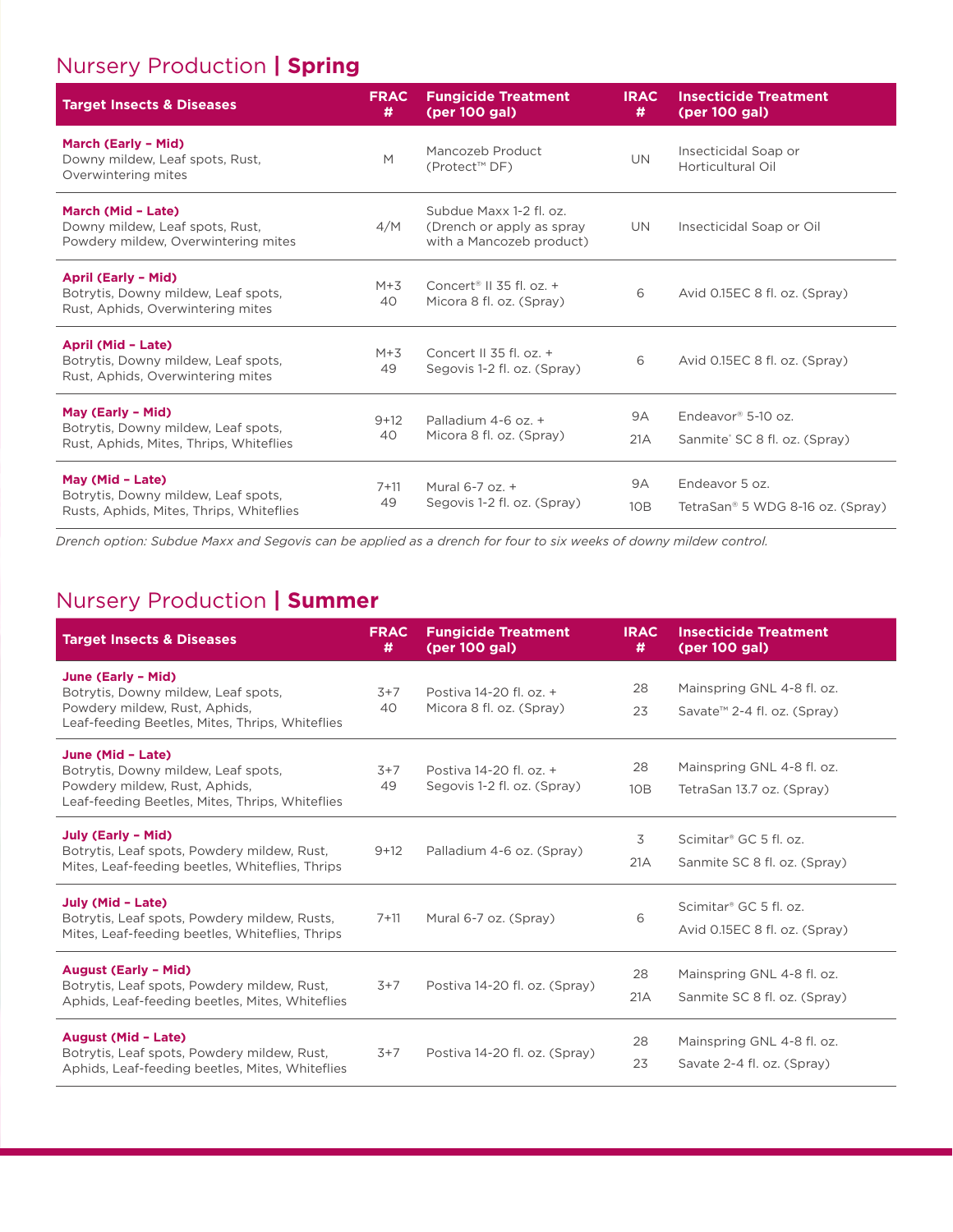## Nursery Production | **Spring**

| Target Insects & Diseases | FRAC # | Fungicide Treatment (per 100 gal) | IRAC # | Insecticide Treatment (per 100 gal) |
|---|---|---|---|---|
| **March (Early – Mid)** Downy mildew, Leaf spots, Rust, Overwintering mites | M | Mancozeb Product (Protect™ DF) | UN | Insecticidal Soap or Horticultural Oil |
| **March (Mid – Late)** Downy mildew, Leaf spots, Rust, Powdery mildew, Overwintering mites | 4/M | Subdue Maxx 1-2 fl. oz. (Drench or apply as spray with a Mancozeb product) | UN | Insecticidal Soap or Oil |
| **April (Early – Mid)** Botrytis, Downy mildew, Leaf spots, Rust, Aphids, Overwintering mites | M+3 40 | Concert® II 35 fl. oz. + Micora 8 fl. oz. (Spray) | 6 | Avid 0.15EC 8 fl. oz. (Spray) |
| **April (Mid – Late)** Botrytis, Downy mildew, Leaf spots, Rust, Aphids, Overwintering mites | M+3 49 | Concert II 35 fl. oz. + Segovis 1-2 fl. oz. (Spray) | 6 | Avid 0.15EC 8 fl. oz. (Spray) |
| **May (Early – Mid)** Botrytis, Downy mildew, Leaf spots, Rust, Aphids, Mites, Thrips, Whiteflies | 9+12 40 | Palladium 4-6 oz. + Micora 8 fl. oz. (Spray) | 9A 21A | Endeavor® 5-10 oz. Sanmite® SC 8 fl. oz. (Spray) |
| **May (Mid – Late)** Botrytis, Downy mildew, Leaf spots, Rusts, Aphids, Mites, Thrips, Whiteflies | 7+11 49 | Mural 6-7 oz. + Segovis 1-2 fl. oz. (Spray) | 9A 10B | Endeavor 5 oz. TetraSan® 5 WDG 8-16 oz. (Spray) |

*Drench option: Subdue Maxx and Segovis can be applied as a drench for four to six weeks of downy mildew control.*

## Nursery Production | **Summer**

| Target Insects & Diseases | FRAC # | Fungicide Treatment (per 100 gal) | IRAC # | Insecticide Treatment (per 100 gal) |
|---|---|---|---|---|
| **June (Early – Mid)** Botrytis, Downy mildew, Leaf spots, Powdery mildew, Rust, Aphids, Leaf-feeding Beetles, Mites, Thrips, Whiteflies | 3+7 40 | Postiva 14-20 fl. oz. + Micora 8 fl. oz. (Spray) | 28 23 | Mainspring GNL 4-8 fl. oz. Savate™ 2-4 fl. oz. (Spray) |
| **June (Mid – Late)** Botrytis, Downy mildew, Leaf spots, Powdery mildew, Rust, Aphids, Leaf-feeding Beetles, Mites, Thrips, Whiteflies | 3+7 49 | Postiva 14-20 fl. oz. + Segovis 1-2 fl. oz. (Spray) | 28 10B | Mainspring GNL 4-8 fl. oz. TetraSan 13.7 oz. (Spray) |
| **July (Early – Mid)** Botrytis, Leaf spots, Powdery mildew, Rust, Mites, Leaf-feeding beetles, Whiteflies, Thrips | 9+12 | Palladium 4-6 oz. (Spray) | 3 21A | Scimitar® GC 5 fl. oz. Sanmite SC 8 fl. oz. (Spray) |
| **July (Mid – Late)** Botrytis, Leaf spots, Powdery mildew, Rusts, Mites, Leaf-feeding beetles, Whiteflies, Thrips | 7+11 | Mural 6-7 oz. (Spray) | 6 | Scimitar® GC 5 fl. oz. Avid 0.15EC 8 fl. oz. (Spray) |
| **August (Early – Mid)** Botrytis, Leaf spots, Powdery mildew, Rust, Aphids, Leaf-feeding beetles, Mites, Whiteflies | 3+7 | Postiva 14-20 fl. oz. (Spray) | 28 21A | Mainspring GNL 4-8 fl. oz. Sanmite SC 8 fl. oz. (Spray) |
| **August (Mid – Late)** Botrytis, Leaf spots, Powdery mildew, Rust, Aphids, Leaf-feeding beetles, Mites, Whiteflies | 3+7 | Postiva 14-20 fl. oz. (Spray) | 28 23 | Mainspring GNL 4-8 fl. oz. Savate 2-4 fl. oz. (Spray) |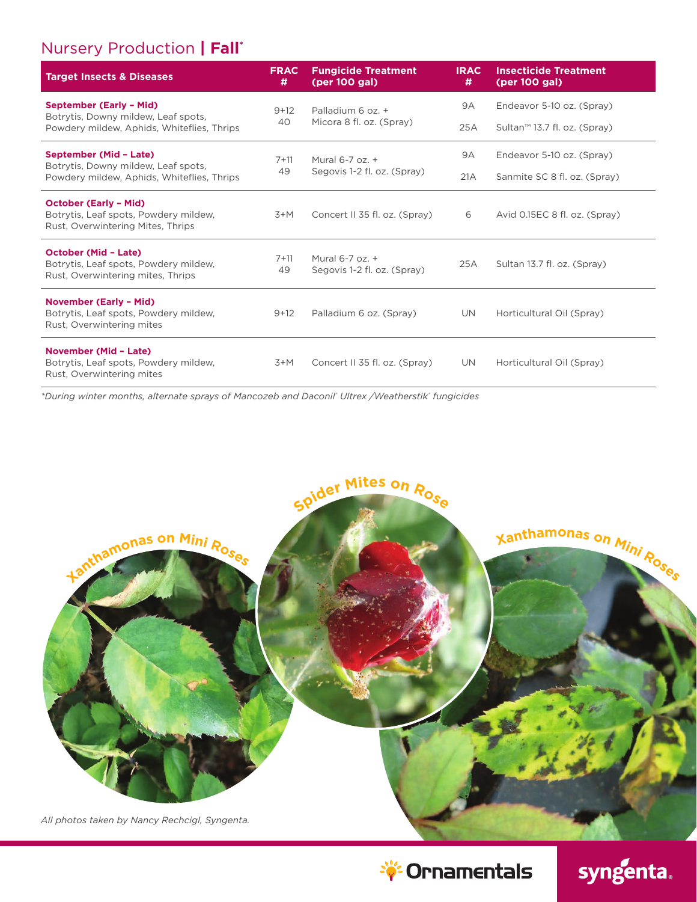## Nursery Production | **Fall***

| Target Insects & Diseases | FRAC # | Fungicide Treatment (per 100 gal) | IRAC # | Insecticide Treatment (per 100 gal) |
|---|---|---|---|---|
| **September (Early – Mid)** Botrytis, Downy mildew, Leaf spots, Powdery mildew, Aphids, Whiteflies, Thrips | 9+12 40 | Palladium 6 oz. + Micora 8 fl. oz. (Spray) | 9A | Endeavor 5-10 oz. (Spray) |
| | | | 25A | Sultan™ 13.7 fl. oz. (Spray) |
| **September (Mid – Late)** Botrytis, Downy mildew, Leaf spots, Powdery mildew, Aphids, Whiteflies, Thrips | 7+11 49 | Mural 6-7 oz. + Segovis 1-2 fl. oz. (Spray) | 9A | Endeavor 5-10 oz. (Spray) |
| | | | 21A | Sanmite SC 8 fl. oz. (Spray) |
| **October (Early – Mid)** Botrytis, Leaf spots, Powdery mildew, Rust, Overwintering Mites, Thrips | 3+M | Concert II 35 fl. oz. (Spray) | 6 | Avid 0.15EC 8 fl. oz. (Spray) |
| **October (Mid – Late)** Botrytis, Leaf spots, Powdery mildew, Rust, Overwintering mites, Thrips | 7+11 49 | Mural 6-7 oz. + Segovis 1-2 fl. oz. (Spray) | 25A | Sultan 13.7 fl. oz. (Spray) |
| **November (Early – Mid)** Botrytis, Leaf spots, Powdery mildew, Rust, Overwintering mites | 9+12 | Palladium 6 oz. (Spray) | UN | Horticultural Oil (Spray) |
| **November (Mid – Late)** Botrytis, Leaf spots, Powdery mildew, Rust, Overwintering mites | 3+M | Concert II 35 fl. oz. (Spray) | UN | Horticultural Oil (Spray) |

*\*During winter months, alternate sprays of Mancozeb and Daconil® Ultrex /Weatherstik® fungicides*

Xanthamonas on Mini Roses

Spider Mites on Rose

Xanthamonas on Mini Roses

*All photos taken by Nancy Rechcigl, Syngenta.*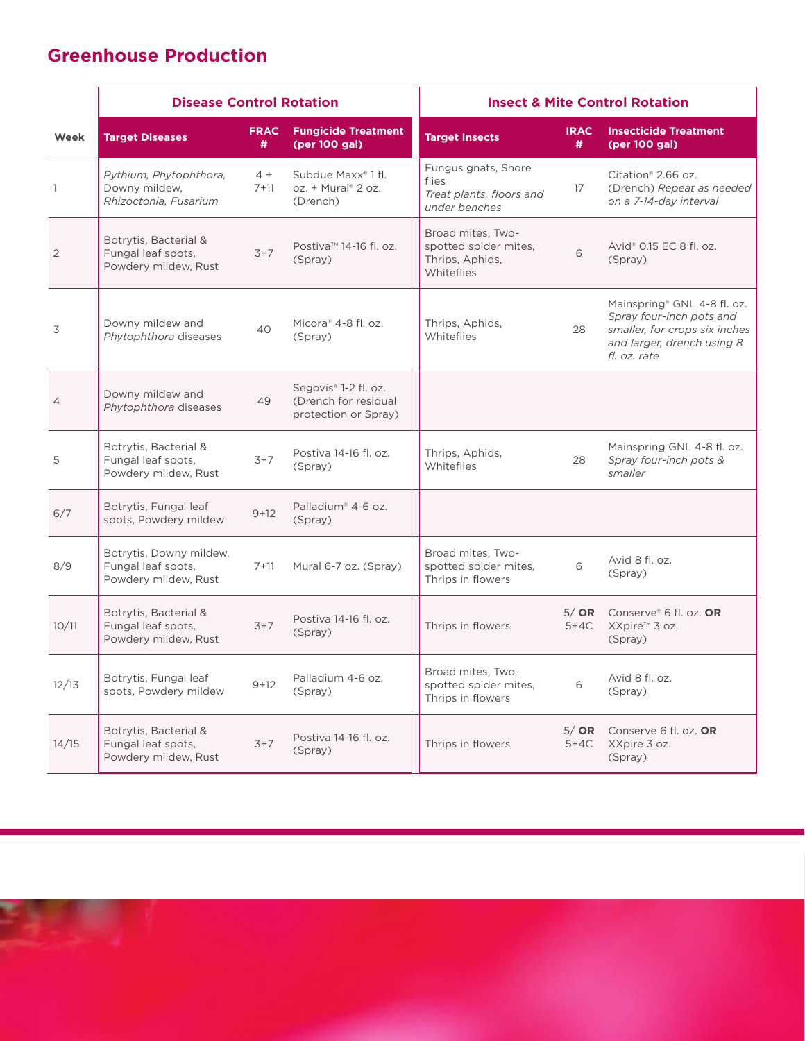## Greenhouse Production

| | Disease Control Rotation | | | Insect & Mite Control Rotation | | |
|---|---|---|---|---|---|---|
| **Week** | **Target Diseases** | **FRAC #** | **Fungicide Treatment (per 100 gal)** | **Target Insects** | **IRAC #** | **Insecticide Treatment (per 100 gal)** |
| 1 | *Pythium, Phytophthora,* Downy mildew, *Rhizoctonia, Fusarium* | 4 + 7+11 | Subdue Maxx® 1 fl. oz. + Mural® 2 oz. (Drench) | Fungus gnats, Shore flies *Treat plants, floors and under benches* | 17 | Citation® 2.66 oz. (Drench) *Repeat as needed on a 7-14-day interval* |
| 2 | Botrytis, Bacterial & Fungal leaf spots, Powdery mildew, Rust | 3+7 | Postiva™ 14-16 fl. oz. (Spray) | Broad mites, Two-spotted spider mites, Thrips, Aphids, Whiteflies | 6 | Avid® 0.15 EC 8 fl. oz. (Spray) |
| 3 | Downy mildew and *Phytophthora* diseases | 40 | Micora® 4-8 fl. oz. (Spray) | Thrips, Aphids, Whiteflies | 28 | Mainspring® GNL 4-8 fl. oz. *Spray four-inch pots and smaller, for crops six inches and larger, drench using 8 fl. oz. rate* |
| 4 | Downy mildew and *Phytophthora* diseases | 49 | Segovis® 1-2 fl. oz. (Drench for residual protection or Spray) | | | |
| 5 | Botrytis, Bacterial & Fungal leaf spots, Powdery mildew, Rust | 3+7 | Postiva 14-16 fl. oz. (Spray) | Thrips, Aphids, Whiteflies | 28 | Mainspring GNL 4-8 fl. oz. *Spray four-inch pots & smaller* |
| 6/7 | Botrytis, Fungal leaf spots, Powdery mildew | 9+12 | Palladium® 4-6 oz. (Spray) | | | |
| 8/9 | Botrytis, Downy mildew, Fungal leaf spots, Powdery mildew, Rust | 7+11 | Mural 6-7 oz. (Spray) | Broad mites, Two-spotted spider mites, Thrips in flowers | 6 | Avid 8 fl. oz. (Spray) |
| 10/11 | Botrytis, Bacterial & Fungal leaf spots, Powdery mildew, Rust | 3+7 | Postiva 14-16 fl. oz. (Spray) | Thrips in flowers | 5/ **OR** 5+4C | Conserve® 6 fl. oz. **OR** XXpire™ 3 oz. (Spray) |
| 12/13 | Botrytis, Fungal leaf spots, Powdery mildew | 9+12 | Palladium 4-6 oz. (Spray) | Broad mites, Two-spotted spider mites, Thrips in flowers | 6 | Avid 8 fl. oz. (Spray) |
| 14/15 | Botrytis, Bacterial & Fungal leaf spots, Powdery mildew, Rust | 3+7 | Postiva 14-16 fl. oz. (Spray) | Thrips in flowers | 5/ **OR** 5+4C | Conserve 6 fl. oz. **OR** XXpire 3 oz. (Spray) |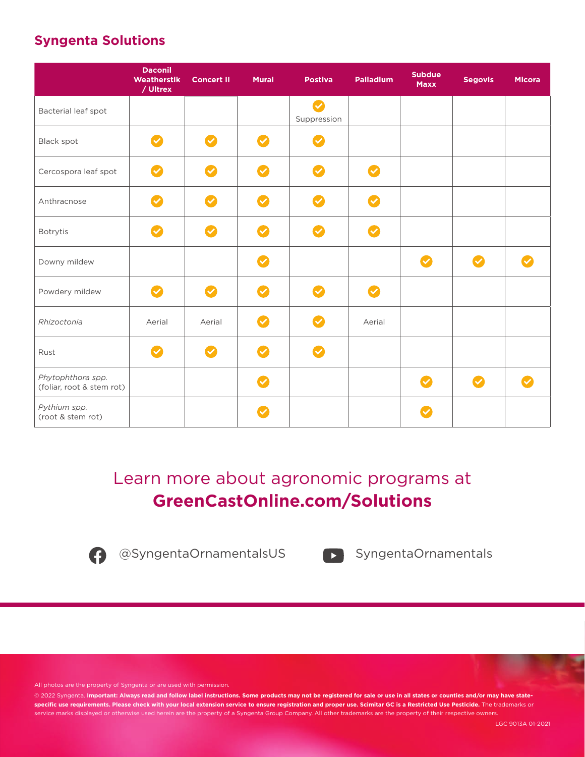## Syngenta Solutions

| | Daconil Weatherstik / Ultrex | Concert II | Mural | Postiva | Palladium | Subdue Maxx | Segovis | Micora |
|---|---|---|---|---|---|---|---|---|
| Bacterial leaf spot | | | | ✓ Suppression | | | | |
| Black spot | ✓ | ✓ | ✓ | ✓ | | | | |
| Cercospora leaf spot | ✓ | ✓ | ✓ | ✓ | ✓ | | | |
| Anthracnose | ✓ | ✓ | ✓ | ✓ | ✓ | | | |
| Botrytis | ✓ | ✓ | ✓ | ✓ | ✓ | | | |
| Downy mildew | | | ✓ | | | ✓ | ✓ | ✓ |
| Powdery mildew | ✓ | ✓ | ✓ | ✓ | ✓ | | | |
| *Rhizoctonia* | Aerial | Aerial | ✓ | ✓ | Aerial | | | |
| Rust | ✓ | ✓ | ✓ | ✓ | | | | |
| *Phytophthora spp.* (foliar, root & stem rot) | | | ✓ | | | ✓ | ✓ | ✓ |
| *Pythium spp.* (root & stem rot) | | | ✓ | | | ✓ | | |

Learn more about agronomic programs at
**GreenCastOnline.com/Solutions**

@SyngentaOrnamentalsUS

SyngentaOrnamentals

All photos are the property of Syngenta or are used with permission.

© 2022 Syngenta. **Important: Always read and follow label instructions. Some products may not be registered for sale or use in all states or counties and/or may have state-specific use requirements. Please check with your local extension service to ensure registration and proper use. Scimitar GC is a Restricted Use Pesticide.** The trademarks or service marks displayed or otherwise used herein are the property of a Syngenta Group Company. All other trademarks are the property of their respective owners.

LGC 9013A 01-2021